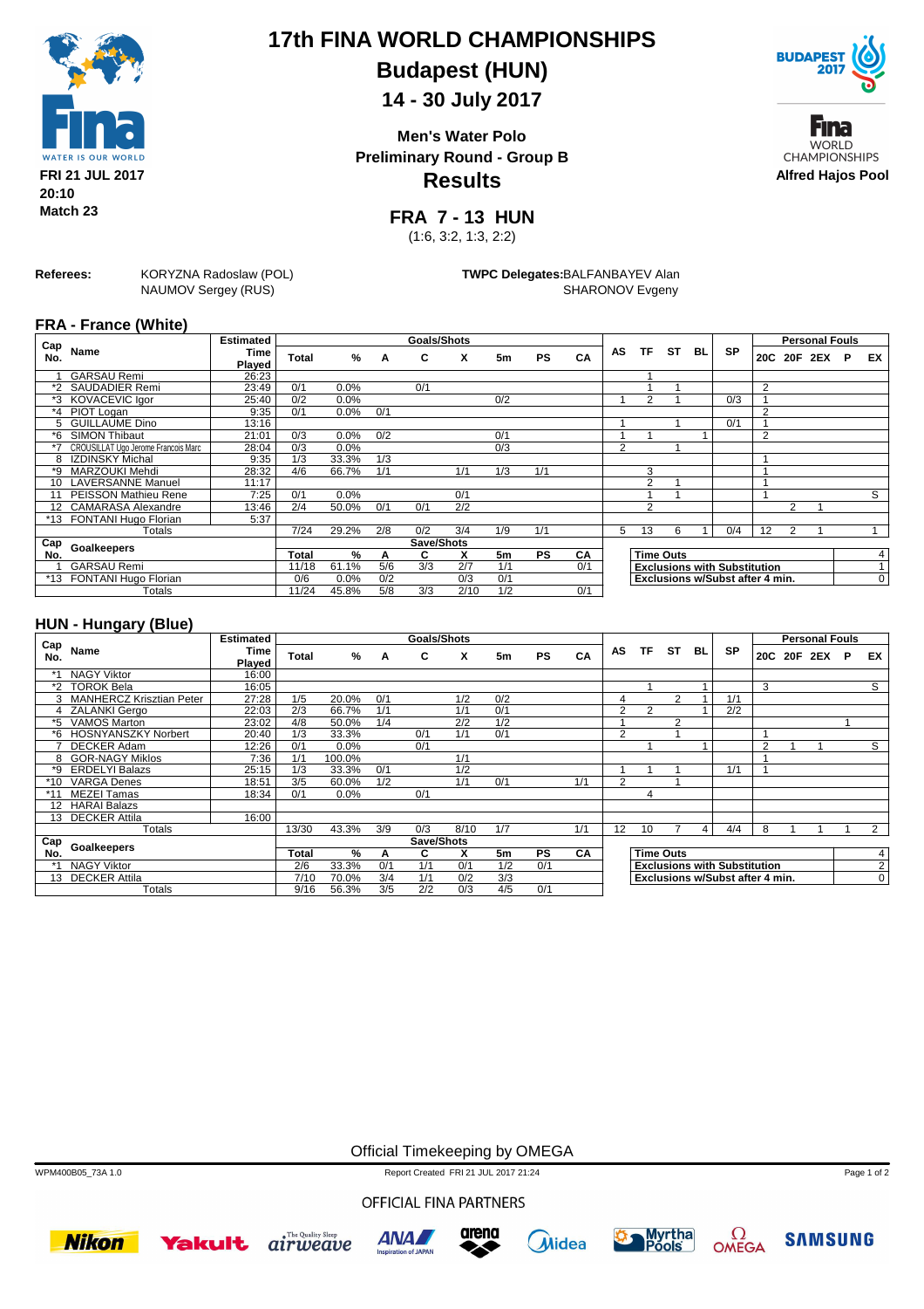# 17th FINA WORLD CHAMPIONSHIPS

## Budapest (HUN)

## 14 - 30 July 2017

**FRI 21 JUL 2017**
**20:10**
**Match 23**

**Men's Water Polo**
**Preliminary Round - Group B**
**Results**

**Alfred Hajos Pool**

## FRA 7 - 13 HUN

(1:6, 3:2, 1:3, 2:2)

**Referees:** KORYZNA Radoslaw (POL), NAUMOV Sergey (RUS)

**TWPC Delegates:** BALFANBAYEV Alan, SHARONOV Evgeny

### FRA - France (White)

| Cap No. | Name | Estimated Time Played | Goals/Shots Total | % | A | C | X | 5m | PS | CA | AS | TF | ST | BL | SP | Personal Fouls 20C | 20F | 2EX | P | EX |
|---|---|---|---|---|---|---|---|---|---|---|---|---|---|---|---|---|---|---|---|---|
| 1 | GARSAU Remi | 26:23 | | | | | | | | | | 1 | | | | | | | | |
| *2 | SAUDADIER Remi | 23:49 | 0/1 | 0.0% | | 0/1 | | | | | | 1 | 1 | | | 2 | | | | |
| *3 | KOVACEVIC Igor | 25:40 | 0/2 | 0.0% | | | | 0/2 | | | 1 | 2 | 1 | | 0/3 | 1 | | | | |
| *4 | PIOT Logan | 9:35 | 0/1 | 0.0% | 0/1 | | | | | | | | | | | 2 | | | | |
| 5 | GUILLAUME Dino | 13:16 | | | | | | | | | 1 | | 1 | | 0/1 | 1 | | | | |
| *6 | SIMON Thibaut | 21:01 | 0/3 | 0.0% | 0/2 | | | 0/1 | | | 1 | 1 | | 1 | | 2 | | | | |
| *7 | CROUSILLAT Ugo Jerome Francois Marc | 28:04 | 0/3 | 0.0% | | | | 0/3 | | | 2 | | 1 | | | | | | | |
| 8 | IZDINSKY Michal | 9:35 | 1/3 | 33.3% | 1/3 | | | | | | | | | | | 1 | | | | |
| *9 | MARZOUKI Mehdi | 28:32 | 4/6 | 66.7% | 1/1 | | 1/1 | 1/3 | 1/1 | | | 3 | | | | 1 | | | | |
| 10 | LAVERSANNE Manuel | 11:17 | | | | | | | | | | 2 | 1 | | | 1 | | | | |
| 11 | PEISSON Mathieu Rene | 7:25 | 0/1 | 0.0% | | | 0/1 | | | | | 1 | 1 | | | 1 | | | | S |
| 12 | CAMARASA Alexandre | 13:46 | 2/4 | 50.0% | 0/1 | 0/1 | 2/2 | | | | | 2 | | | | | 2 | 1 | | |
| *13 | FONTANI Hugo Florian | 5:37 | | | | | | | | | | | | | | | | | | |
| | Totals | | 7/24 | 29.2% | 2/8 | 0/2 | 3/4 | 1/9 | 1/1 | | 5 | 13 | 6 | 1 | 0/4 | 12 | 2 | 1 | | 1 |

| Cap No. | Goalkeepers | Save/Shots Total | % | A | C | X | 5m | PS | CA |
|---|---|---|---|---|---|---|---|---|---|
| 1 | GARSAU Remi | 11/18 | 61.1% | 5/6 | 3/3 | 2/7 | 1/1 | | 0/1 |
| *13 | FONTANI Hugo Florian | 0/6 | 0.0% | 0/2 | | 0/3 | 0/1 | | |
| | Totals | 11/24 | 45.8% | 5/8 | 3/3 | 2/10 | 1/2 | | 0/1 |

| | |
|---|---|
| Time Outs | 4 |
| Exclusions with Substitution | 1 |
| Exclusions w/Subst after 4 min. | 0 |

### HUN - Hungary (Blue)

| Cap No. | Name | Estimated Time Played | Goals/Shots Total | % | A | C | X | 5m | PS | CA | AS | TF | ST | BL | SP | Personal Fouls 20C | 20F | 2EX | P | EX |
|---|---|---|---|---|---|---|---|---|---|---|---|---|---|---|---|---|---|---|---|---|
| *1 | NAGY Viktor | 16:00 | | | | | | | | | | | | | | | | | | |
| *2 | TOROK Bela | 16:05 | | | | | | | | | | 1 | | 1 | | 3 | | | | S |
| 3 | MANHERCZ Krisztian Peter | 27:28 | 1/5 | 20.0% | 0/1 | | 1/2 | 0/2 | | | 4 | | 2 | 1 | 1/1 | | | | | |
| 4 | ZALANKI Gergo | 22:03 | 2/3 | 66.7% | 1/1 | | 1/1 | 0/1 | | | 2 | 2 | | 1 | 2/2 | | | | | |
| *5 | VAMOS Marton | 23:02 | 4/8 | 50.0% | 1/4 | | 2/2 | 1/2 | | | 1 | | 2 | | | | | | 1 | |
| *6 | HOSNYANSZKY Norbert | 20:40 | 1/3 | 33.3% | | 0/1 | 1/1 | 0/1 | | | 2 | | 1 | | | 1 | | | | |
| 7 | DECKER Adam | 12:26 | 0/1 | 0.0% | | 0/1 | | | | | | 1 | | 1 | | 2 | 1 | 1 | | S |
| 8 | GOR-NAGY Miklos | 7:36 | 1/1 | 100.0% | | | 1/1 | | | | | | | | | 1 | | | | |
| *9 | ERDELYI Balazs | 25:15 | 1/3 | 33.3% | 0/1 | | 1/2 | | | | 1 | 1 | 1 | | 1/1 | 1 | | | | |
| *10 | VARGA Denes | 18:51 | 3/5 | 60.0% | 1/2 | | 1/1 | 0/1 | | 1/1 | 2 | | 1 | | | | | | | |
| *11 | MEZEI Tamas | 18:34 | 0/1 | 0.0% | | 0/1 | | | | | | 4 | | | | | | | | |
| 12 | HARAI Balazs | | | | | | | | | | | | | | | | | | | |
| 13 | DECKER Attila | 16:00 | | | | | | | | | | | | | | | | | | |
| | Totals | | 13/30 | 43.3% | 3/9 | 0/3 | 8/10 | 1/7 | | 1/1 | 12 | 10 | 7 | 4 | 4/4 | 8 | 1 | 1 | 1 | 2 |

| Cap No. | Goalkeepers | Save/Shots Total | % | A | C | X | 5m | PS | CA |
|---|---|---|---|---|---|---|---|---|---|
| *1 | NAGY Viktor | 2/6 | 33.3% | 0/1 | 1/1 | 0/1 | 1/2 | 0/1 | |
| 13 | DECKER Attila | 7/10 | 70.0% | 3/4 | 1/1 | 0/2 | 3/3 | | |
| | Totals | 9/16 | 56.3% | 3/5 | 2/2 | 0/3 | 4/5 | 0/1 | |

| | |
|---|---|
| Time Outs | 4 |
| Exclusions with Substitution | 2 |
| Exclusions w/Subst after 4 min. | 0 |

Official Timekeeping by OMEGA

WPM400B05_73A 1.0 Report Created FRI 21 JUL 2017 21:24

OFFICIAL FINA PARTNERS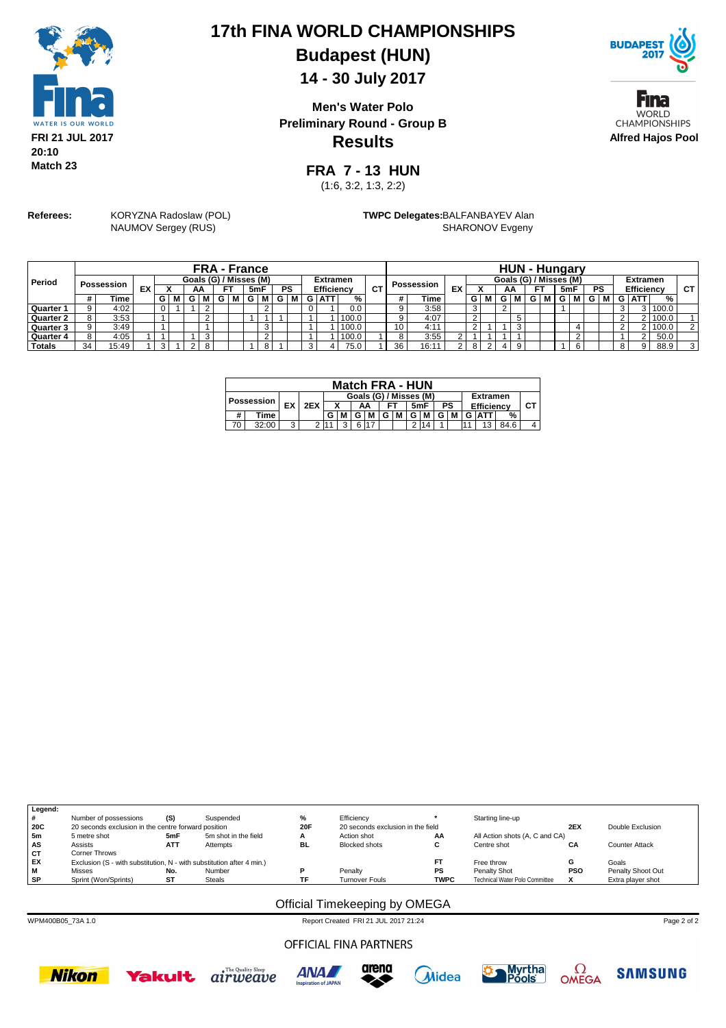# 17th FINA WORLD CHAMPIONSHIPS

## Budapest (HUN)

## 14 - 30 July 2017

**FRI 21 JUL 2017**
**20:10**
**Match 23**

**Men's Water Polo**
**Preliminary Round - Group B**
## Results

**Alfred Hajos Pool**

## FRA 7 - 13 HUN
(1:6, 3:2, 1:3, 2:2)

**Referees:** KORYZNA Radoslaw (POL)
NAUMOV Sergey (RUS)

**TWPC Delegates:** BALFANBAYEV Alan
SHARONOV Evgeny

### FRA - France

| Period | Possession | | EX | Goals (G) / Misses (M) | | | | | | | | | | Extramen Efficiency | | | CT |
|---|---|---|---|---|---|---|---|---|---|---|---|---|---|---|---|---|---|
| | | | | X | | AA | | FT | | 5mF | | PS | | | | | |
| | # | Time | | G | M | G | M | G | M | G | M | G | M | G | ATT | % | |
| Quarter 1 | 9 | 4:02 | | 0 | 1 | 1 | 2 | | | | 2 | | | 0 | 1 | 0.0 | |
| Quarter 2 | 8 | 3:53 | | 1 | | | 2 | | | 1 | 1 | 1 | | 1 | 1 | 100.0 | |
| Quarter 3 | 9 | 3:49 | | 1 | | | 1 | | | | 3 | | | 1 | 1 | 100.0 | |
| Quarter 4 | 8 | 4:05 | 1 | 1 | | 1 | 3 | | | | 2 | | | 1 | 1 | 100.0 | 1 |
| Totals | 34 | 15:49 | 1 | 3 | 1 | 2 | 8 | | | 1 | 8 | 1 | | 3 | 4 | 75.0 | 1 |

### HUN - Hungary

| Period | Possession | | EX | Goals (G) / Misses (M) | | | | | | | | | | Extramen Efficiency | | | CT |
|---|---|---|---|---|---|---|---|---|---|---|---|---|---|---|---|---|---|
| | | | | X | | AA | | FT | | 5mF | | PS | | | | | |
| | # | Time | | G | M | G | M | G | M | G | M | G | M | G | ATT | % | |
| Quarter 1 | 9 | 3:58 | | 3 | | 2 | | | | 1 | | | | 3 | 3 | 100.0 | |
| Quarter 2 | 9 | 4:07 | | 2 | | | 5 | | | | | | | 2 | 2 | 100.0 | 1 |
| Quarter 3 | 10 | 4:11 | | 2 | 1 | 1 | 3 | | | | 4 | | | 2 | 2 | 100.0 | 2 |
| Quarter 4 | 8 | 3:55 | 2 | 1 | 1 | 1 | 1 | | | | 2 | | | 1 | 2 | 50.0 | |
| Totals | 36 | 16:11 | 2 | 8 | 2 | 4 | 9 | | | 1 | 6 | | | 8 | 9 | 88.9 | 3 |

### Match FRA - HUN

| Possession | | EX | 2EX | Goals (G) / Misses (M) | | | | | | | | | | Extramen Efficiency | | | CT |
|---|---|---|---|---|---|---|---|---|---|---|---|---|---|---|---|---|---|
| | | | | X | | AA | | FT | | 5mF | | PS | | | | | |
| # | Time | | | G | M | G | M | G | M | G | M | G | M | G | ATT | % | |
| 70 | 32:00 | 3 | 2 | 11 | 3 | 6 | 17 | | | 2 | 14 | 1 | | 11 | 13 | 84.6 | 4 |

**Legend:**

| | | | | | | | | | |
|---|---|---|---|---|---|---|---|---|---|
| # | Number of possessions | (S) | Suspended | % | Efficiency | * | Starting line-up | | |
| 20C | 20 seconds exclusion in the centre forward position | | | 20F | 20 seconds exclusion in the field | | | 2EX | Double Exclusion |
| 5m | 5 metre shot | 5mF | 5m shot in the field | A | Action shot | AA | All Action shots (A, C and CA) | | |
| AS | Assists | ATT | Attempts | BL | Blocked shots | C | Centre shot | CA | Counter Attack |
| CT | Corner Throws | | | | | | | | |
| EX | Exclusion (S - with substitution, N - with substitution after 4 min.) | | | | | FT | Free throw | G | Goals |
| M | Misses | No. | Number | P | Penalty | PS | Penalty Shot | PSO | Penalty Shoot Out |
| SP | Sprint (Won/Sprints) | ST | Steals | TF | Turnover Fouls | TWPC | Technical Water Polo Committee | X | Extra player shot |

Official Timekeeping by OMEGA

WPM400B05_73A 1.0 Report Created FRI 21 JUL 2017 21:24

OFFICIAL FINA PARTNERS